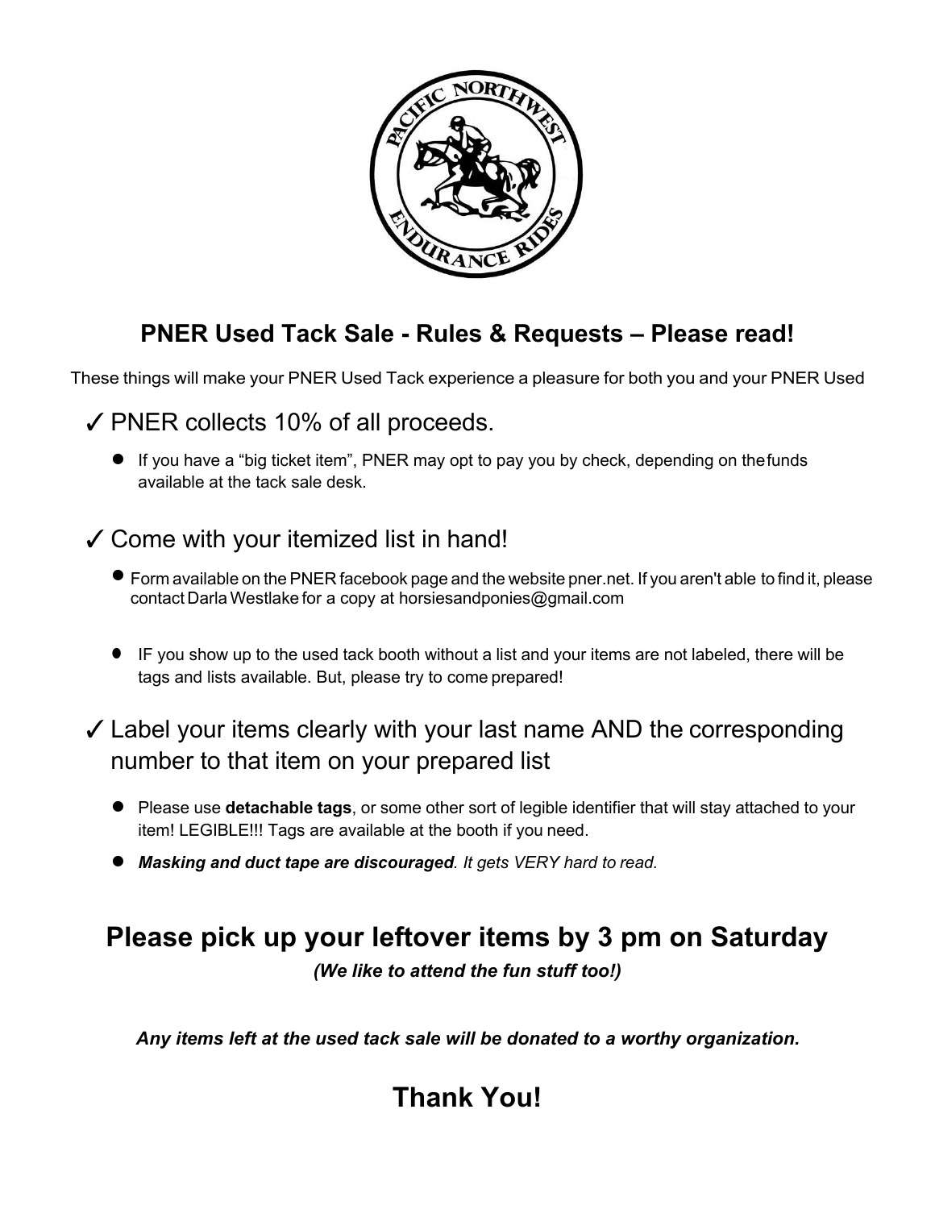## PNER Used Tack Sale - Rules & Requests – Please read!

These things will make your PNER Used Tack experience a pleasure for both you and your PNER Used

### ✓ PNER collects 10% of all proceeds.

- If you have a "big ticket item", PNER may opt to pay you by check, depending on thefunds available at the tack sale desk.

### ✓ Come with your itemized list in hand!

- Form available on the PNER facebook page and the website pner.net. If you aren't able to find it, please contact Darla Westlake for a copy at horsiesandponies@gmail.com
- IF you show up to the used tack booth without a list and your items are not labeled, there will be tags and lists available. But, please try to come prepared!

### ✓ Label your items clearly with your last name AND the corresponding number to that item on your prepared list

- Please use **detachable tags**, or some other sort of legible identifier that will stay attached to your item! LEGIBLE!!! Tags are available at the booth if you need.
- ***Masking and duct tape are discouraged****. It gets VERY hard to read.*

## Please pick up your leftover items by 3 pm on Saturday

***(We like to attend the fun stuff too!)***

***Any items left at the used tack sale will be donated to a worthy organization.***

## Thank You!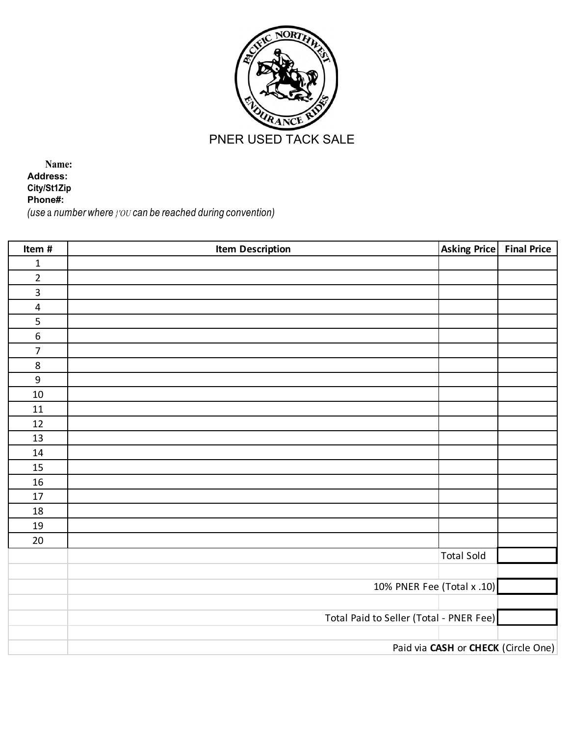PACIFIC NORTHWEST ENDURANCE RIDES

# PNER USED TACK SALE

**Name:**
**Address:**
**City/St1Zip**
**Phone#:**
*(use a number where you can be reached during convention)*

| Item # | Item Description | Asking Price | Final Price |
|---|---|---|---|
| 1 | | | |
| 2 | | | |
| 3 | | | |
| 4 | | | |
| 5 | | | |
| 6 | | | |
| 7 | | | |
| 8 | | | |
| 9 | | | |
| 10 | | | |
| 11 | | | |
| 12 | | | |
| 13 | | | |
| 14 | | | |
| 15 | | | |
| 16 | | | |
| 17 | | | |
| 18 | | | |
| 19 | | | |
| 20 | | | |
| | | Total Sold | |
| | | | |
| | 10% PNER Fee (Total x .10) | | |
| | | | |
| | Total Paid to Seller (Total - PNER Fee) | | |
| | | | |
| | Paid via **CASH** or **CHECK** (Circle One) | | |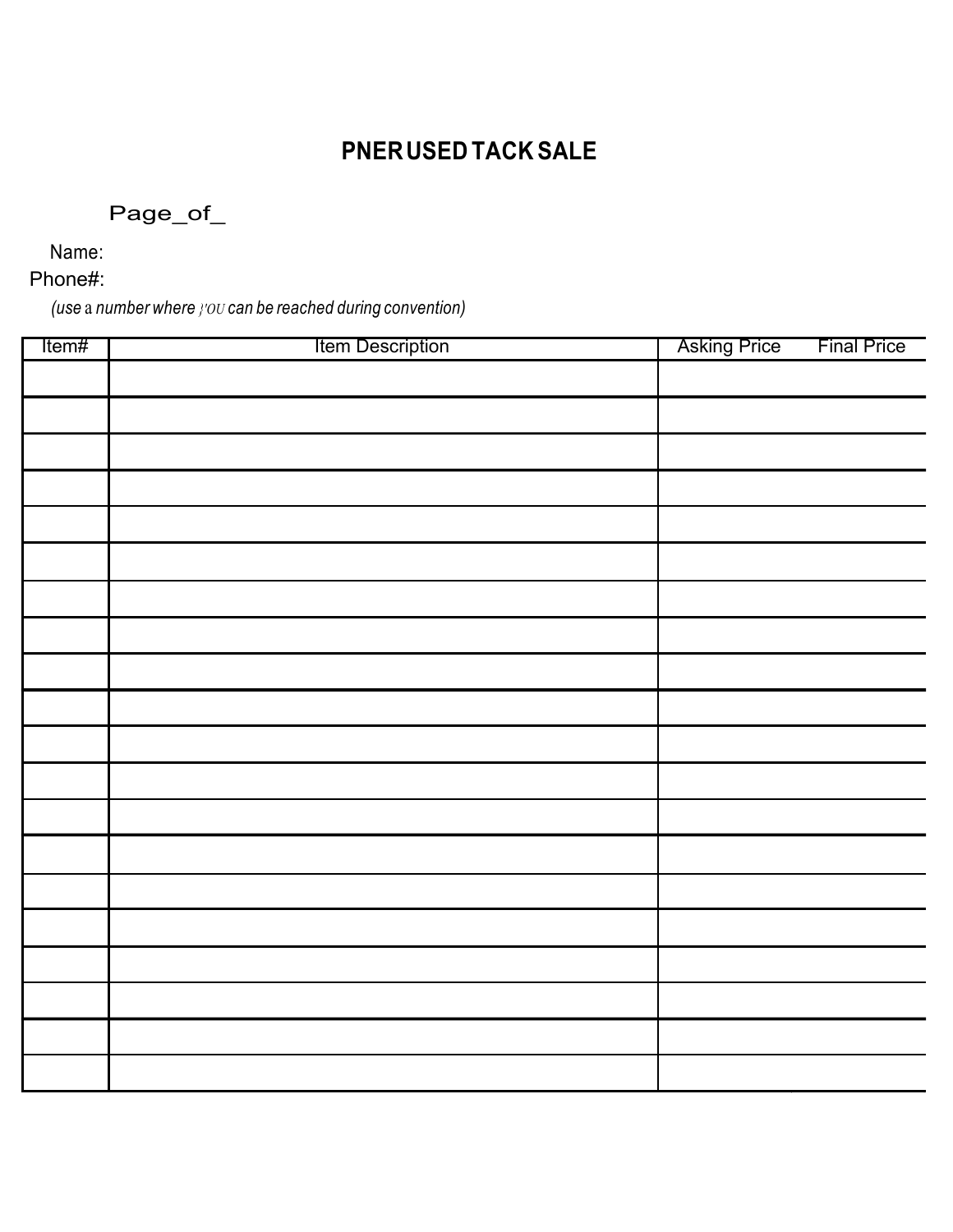# PNER USED TACK SALE

Page_of_

Name:

Phone#:

*(use a number where you can be reached during convention)*

| Item# | Item Description | Asking Price | Final Price |
|---|---|---|---|
| | | | |
| | | | |
| | | | |
| | | | |
| | | | |
| | | | |
| | | | |
| | | | |
| | | | |
| | | | |
| | | | |
| | | | |
| | | | |
| | | | |
| | | | |
| | | | |
| | | | |
| | | | |
| | | | |
| | | | |